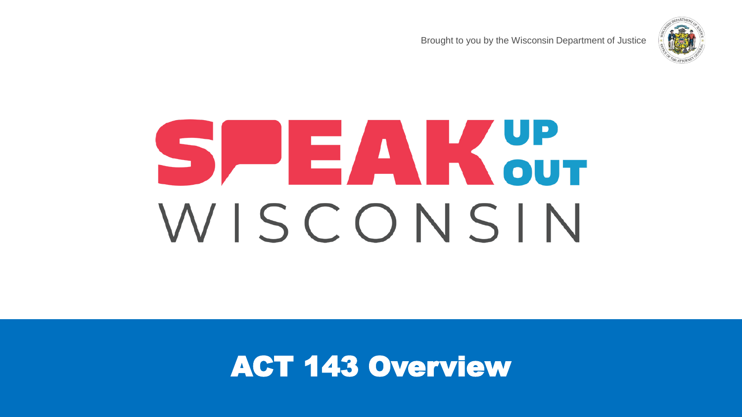Brought to you by the Wisconsin Department of Justice

# SPEAK UP OUT WISCONSIN

## ACT 143 Overview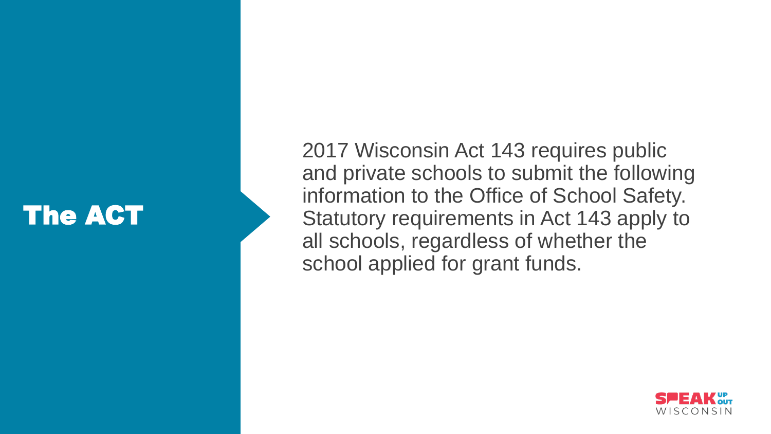# The ACT

2017 Wisconsin Act 143 requires public and private schools to submit the following information to the Office of School Safety. Statutory requirements in Act 143 apply to all schools, regardless of whether the school applied for grant funds.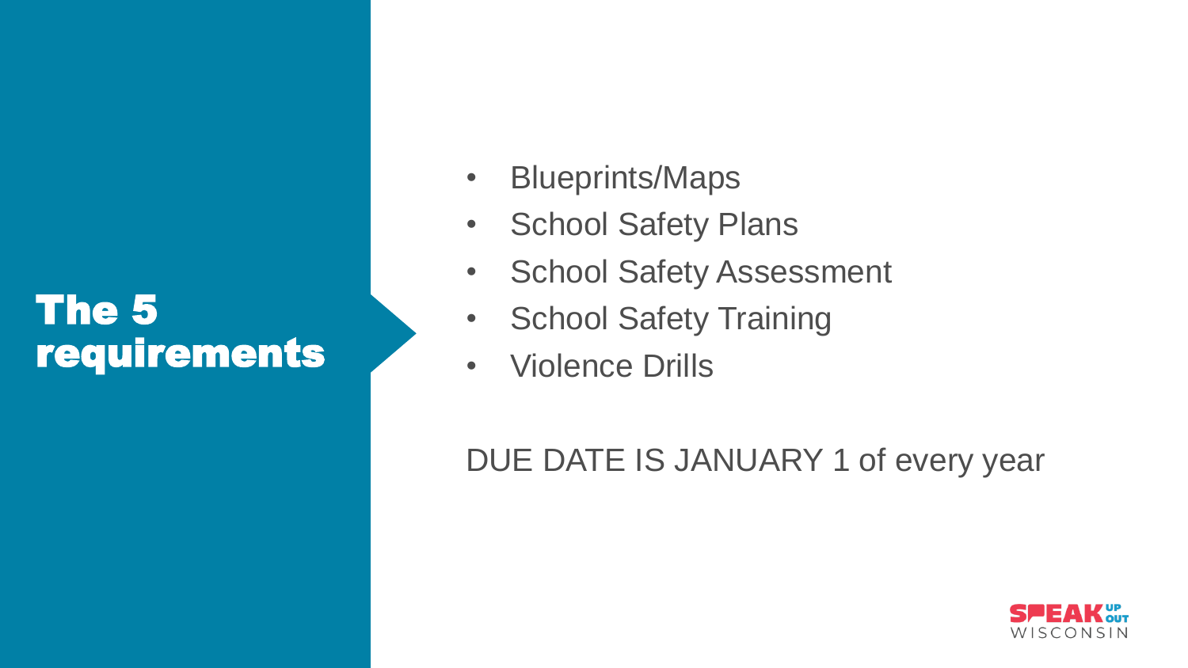# The 5 requirements

- Blueprints/Maps
- School Safety Plans
- School Safety Assessment
- School Safety Training
- Violence Drills

DUE DATE IS JANUARY 1 of every year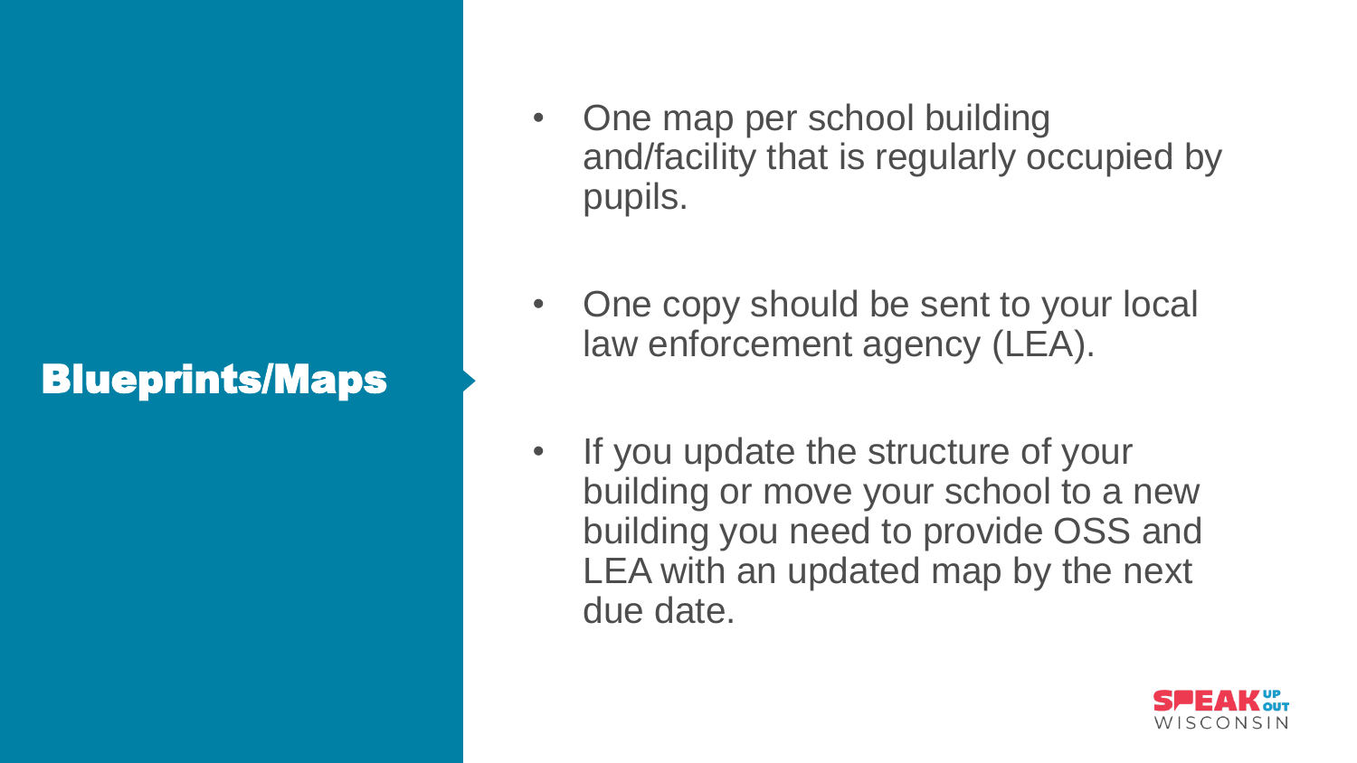# Blueprints/Maps

- One map per school building and/facility that is regularly occupied by pupils.
- One copy should be sent to your local law enforcement agency (LEA).
- If you update the structure of your building or move your school to a new building you need to provide OSS and LEA with an updated map by the next due date.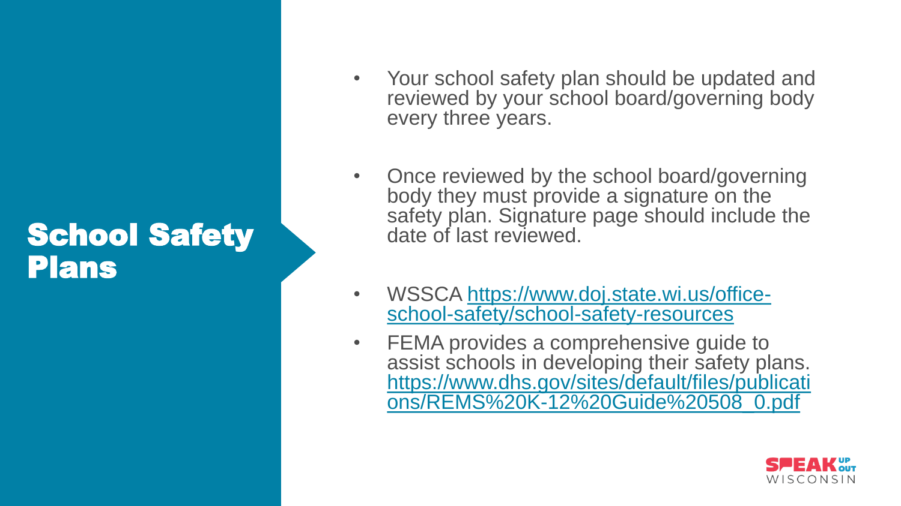# School Safety Plans

- Your school safety plan should be updated and reviewed by your school board/governing body every three years.
- Once reviewed by the school board/governing body they must provide a signature on the safety plan. Signature page should include the date of last reviewed.
- WSSCA [https://www.doj.state.wi.us/office-school-safety/school-safety-resources](https://www.doj.state.wi.us/office-school-safety/school-safety-resources)
- FEMA provides a comprehensive guide to assist schools in developing their safety plans. [https://www.dhs.gov/sites/default/files/publications/REMS%20K-12%20Guide%20508_0.pdf](https://www.dhs.gov/sites/default/files/publications/REMS%20K-12%20Guide%20508_0.pdf)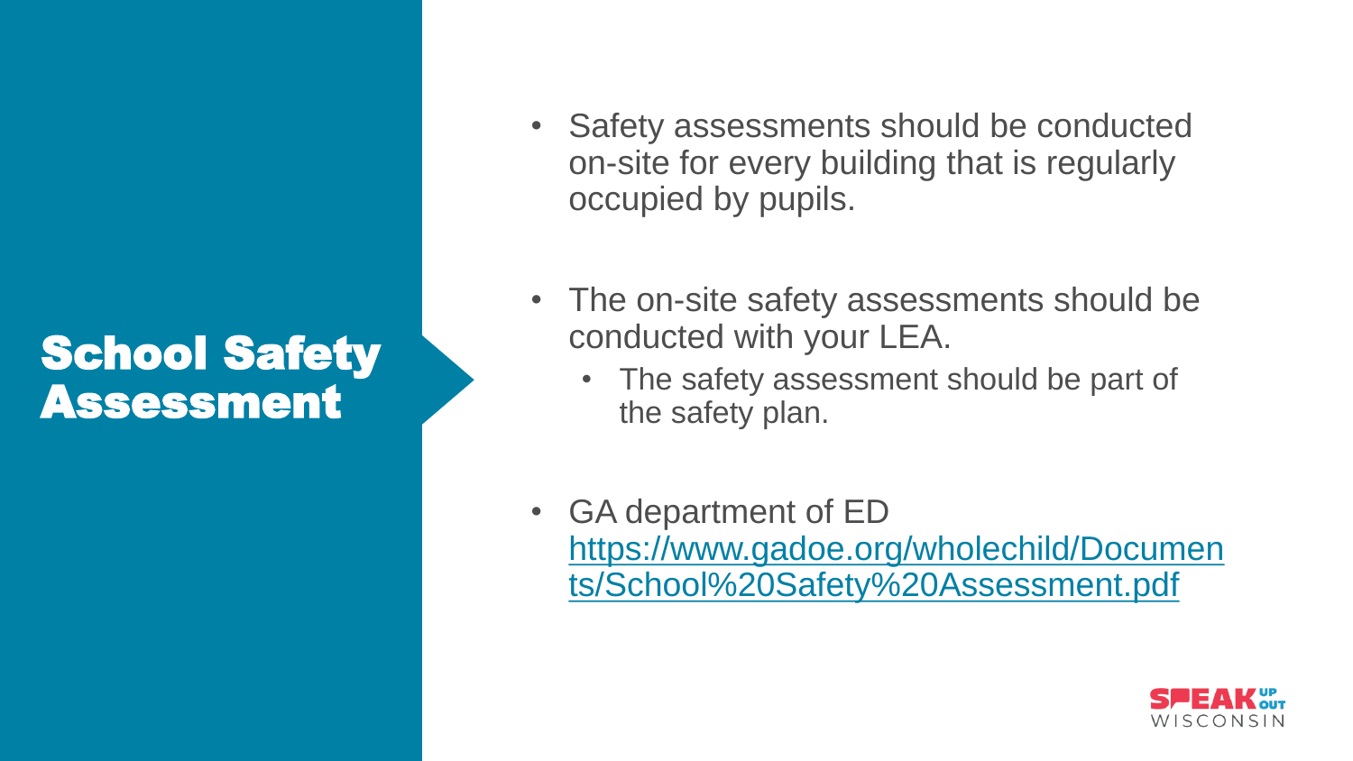# School Safety Assessment

- Safety assessments should be conducted on-site for every building that is regularly occupied by pupils.

- The on-site safety assessments should be conducted with your LEA.
  - The safety assessment should be part of the safety plan.

- GA department of ED [https://www.gadoe.org/wholechild/Documents/School%20Safety%20Assessment.pdf](https://www.gadoe.org/wholechild/Documents/School%20Safety%20Assessment.pdf)

SPEAK UP OUT WISCONSIN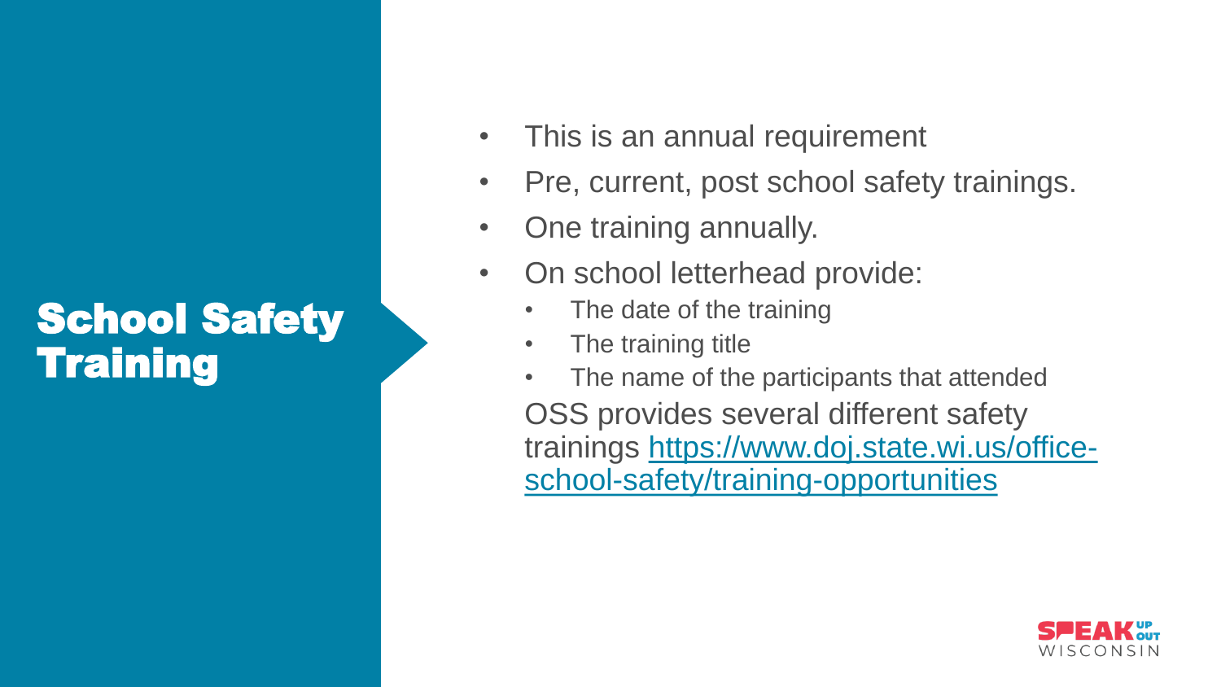# School Safety Training

- This is an annual requirement
- Pre, current, post school safety trainings.
- One training annually.
- On school letterhead provide:
  - The date of the training
  - The training title
  - The name of the participants that attended

  OSS provides several different safety trainings https://www.doj.state.wi.us/office-school-safety/training-opportunities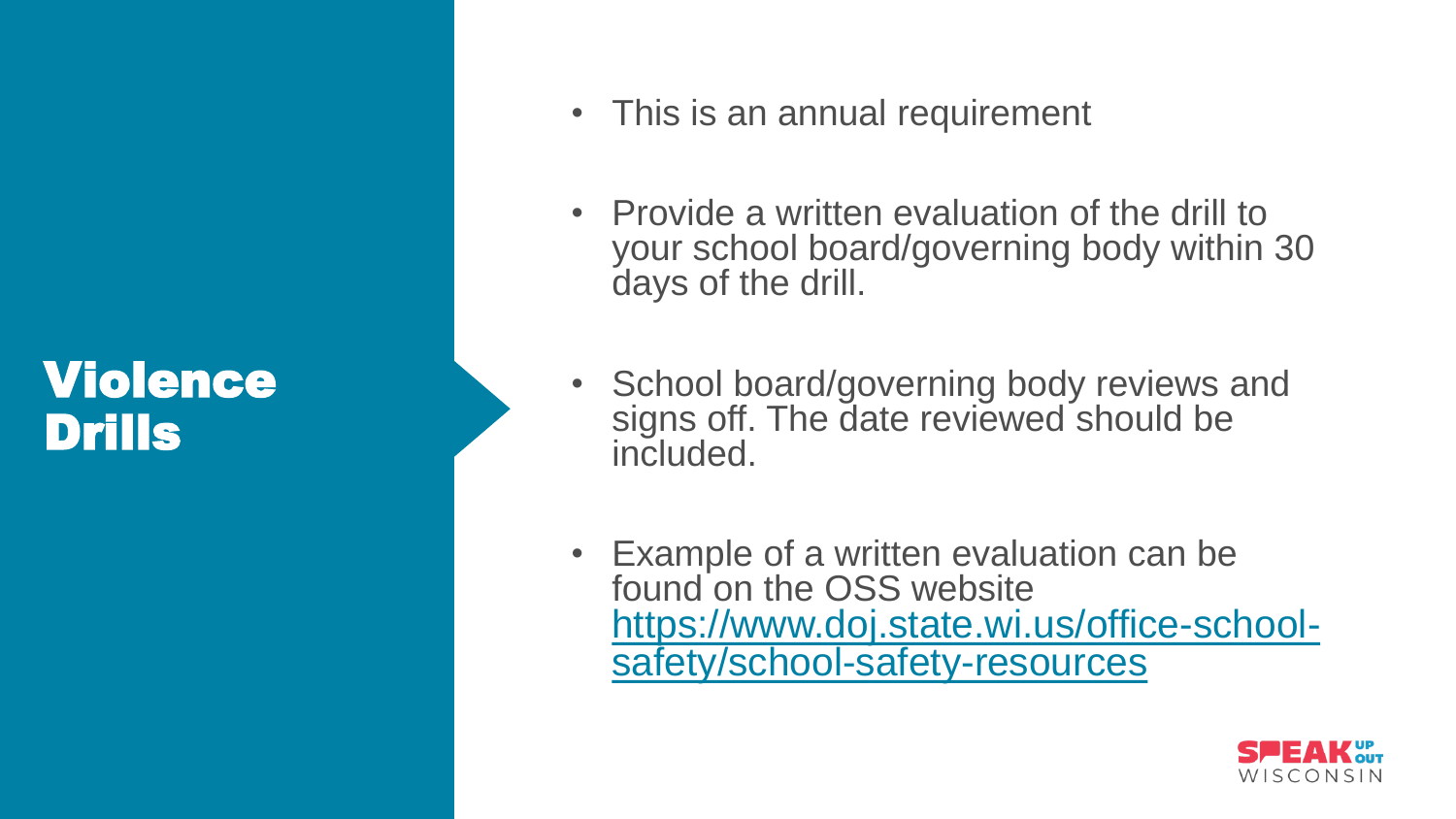# Violence Drills

- This is an annual requirement
- Provide a written evaluation of the drill to your school board/governing body within 30 days of the drill.
- School board/governing body reviews and signs off. The date reviewed should be included.
- Example of a written evaluation can be found on the OSS website [https://www.doj.state.wi.us/office-school-safety/school-safety-resources](https://www.doj.state.wi.us/office-school-safety/school-safety-resources)

SPEAK UP SPEAK OUT WISCONSIN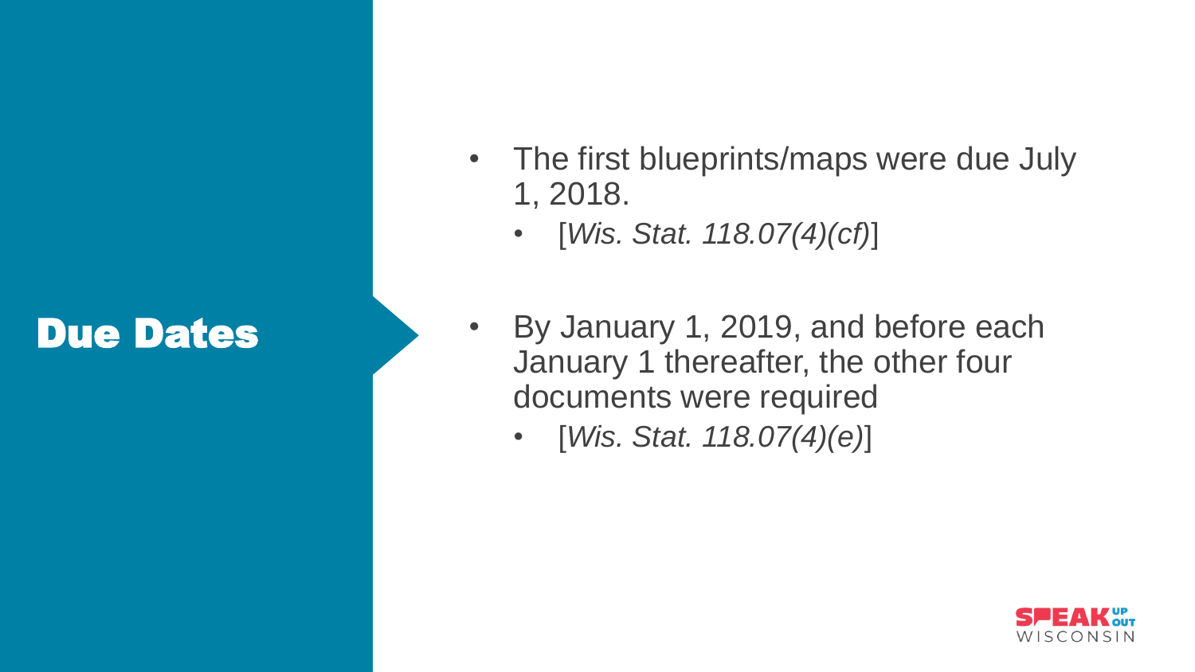# Due Dates

- The first blueprints/maps were due July 1, 2018.
  - [*Wis. Stat. 118.07(4)(cf)*]
- By January 1, 2019, and before each January 1 thereafter, the other four documents were required
  - [*Wis. Stat. 118.07(4)(e)*]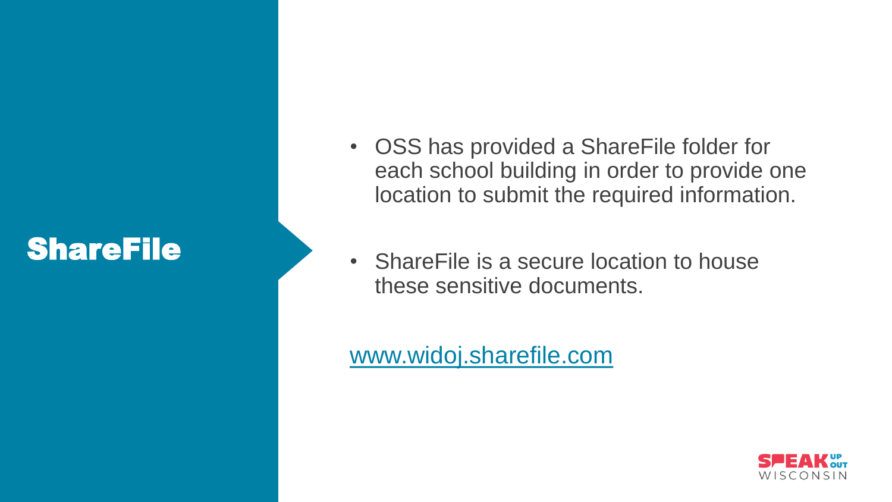# ShareFile

- OSS has provided a ShareFile folder for each school building in order to provide one location to submit the required information.
- ShareFile is a secure location to house these sensitive documents.

[www.widoj.sharefile.com](http://www.widoj.sharefile.com)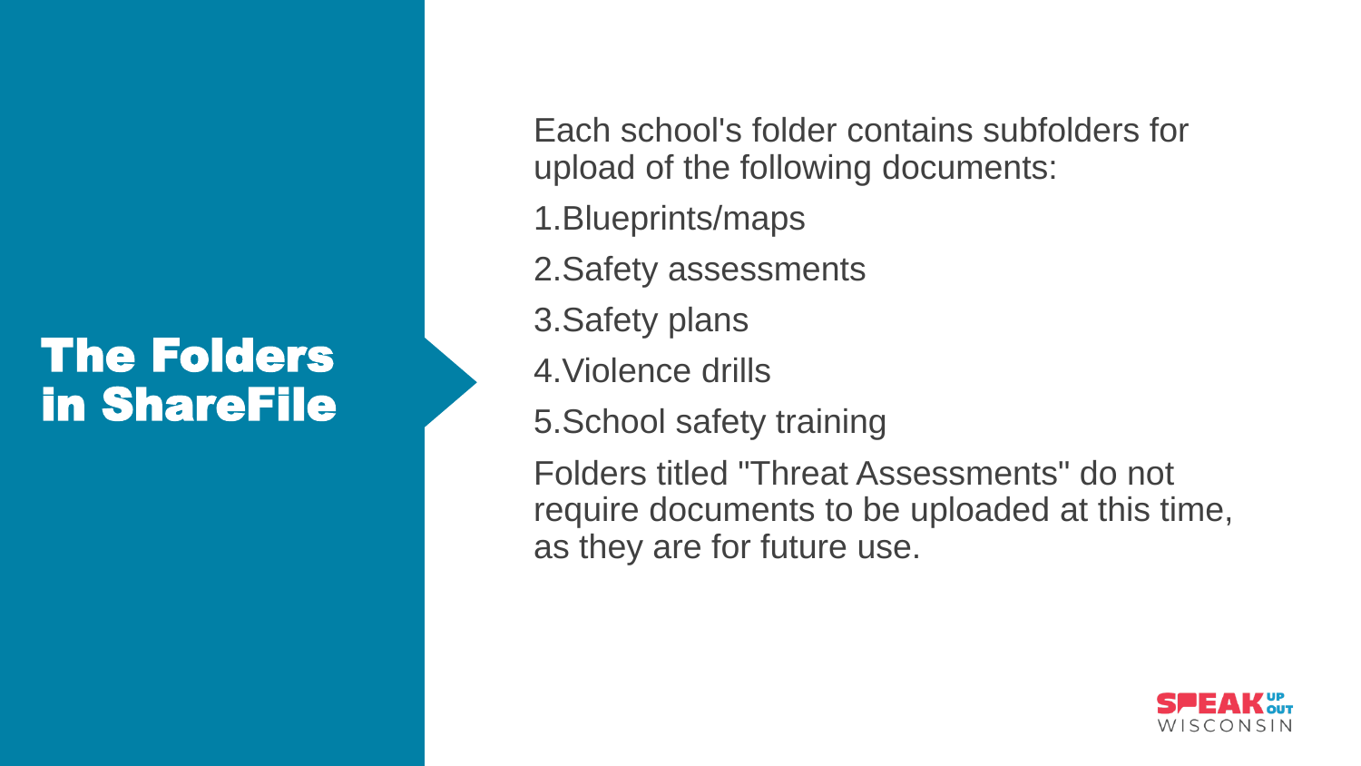# The Folders in ShareFile

Each school's folder contains subfolders for upload of the following documents:

1. Blueprints/maps
2. Safety assessments
3. Safety plans
4. Violence drills
5. School safety training

Folders titled "Threat Assessments" do not require documents to be uploaded at this time, as they are for future use.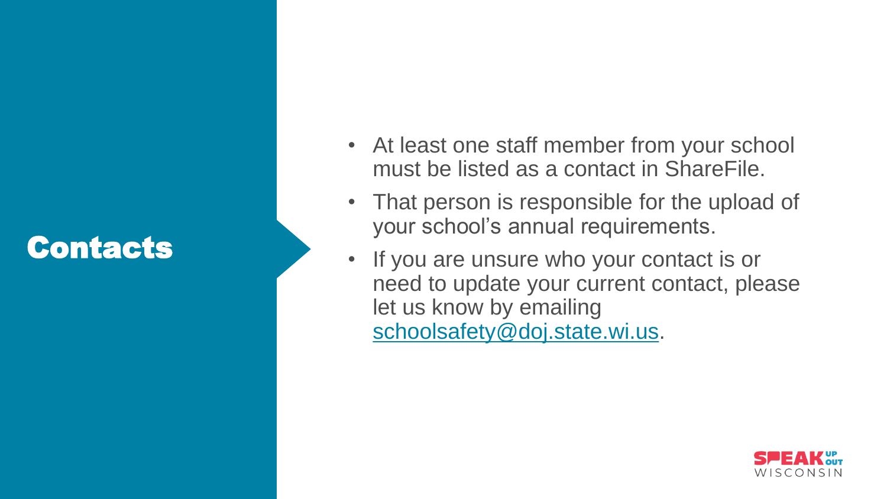# Contacts

- At least one staff member from your school must be listed as a contact in ShareFile.
- That person is responsible for the upload of your school's annual requirements.
- If you are unsure who your contact is or need to update your current contact, please let us know by emailing [schoolsafety@doj.state.wi.us](mailto:schoolsafety@doj.state.wi.us).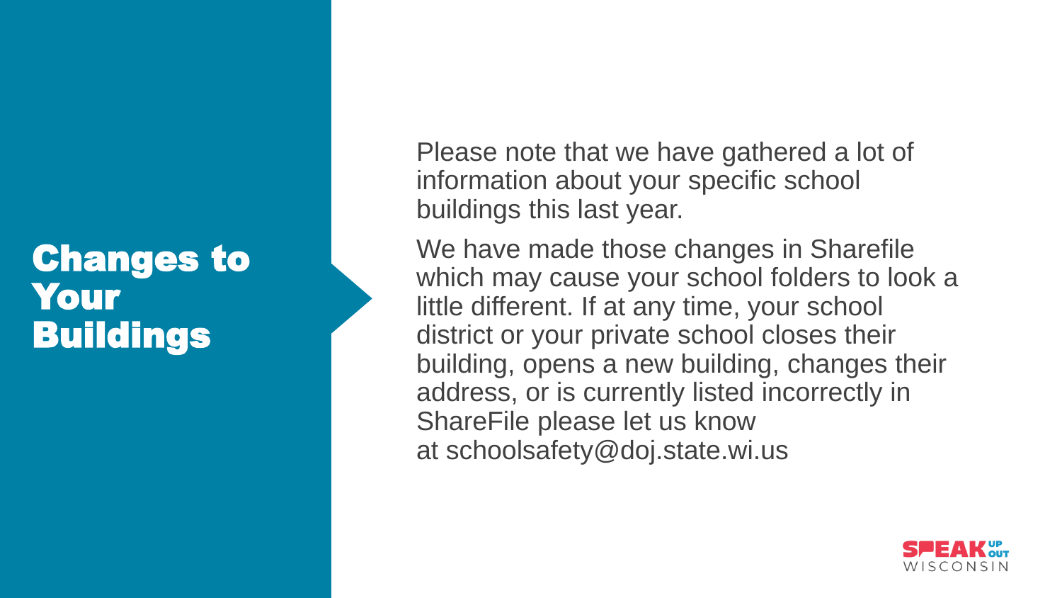# Changes to Your Buildings

Please note that we have gathered a lot of information about your specific school buildings this last year.

We have made those changes in Sharefile which may cause your school folders to look a little different. If at any time, your school district or your private school closes their building, opens a new building, changes their address, or is currently listed incorrectly in ShareFile please let us know at schoolsafety@doj.state.wi.us

SPEAK UP OUT WISCONSIN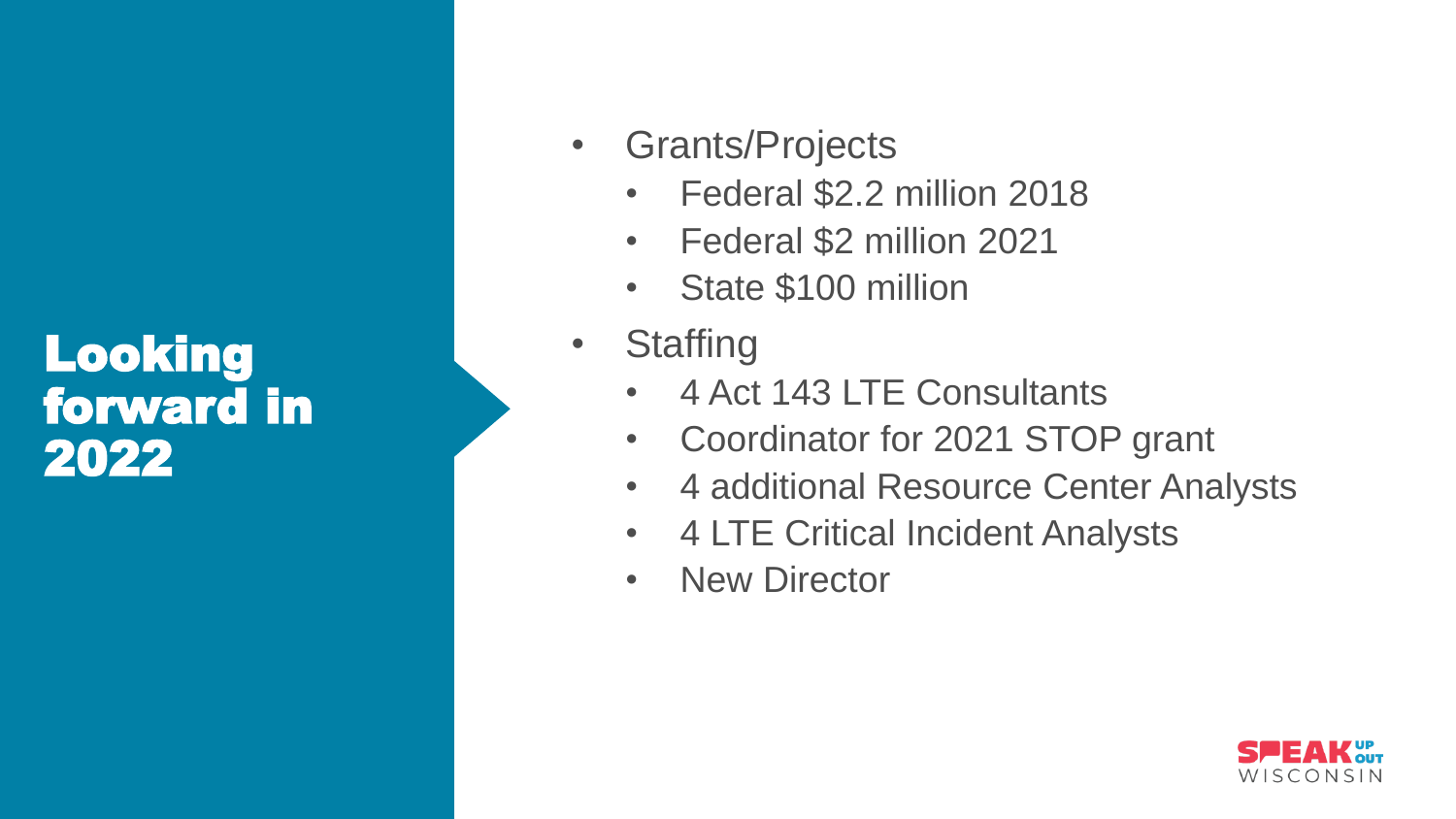# Looking forward in 2022

- Grants/Projects
  - Federal $2.2 million 2018
  - Federal $2 million 2021
  - State $100 million
- Staffing
  - 4 Act 143 LTE Consultants
  - Coordinator for 2021 STOP grant
  - 4 additional Resource Center Analysts
  - 4 LTE Critical Incident Analysts
  - New Director

SPEAK UP OUT WISCONSIN